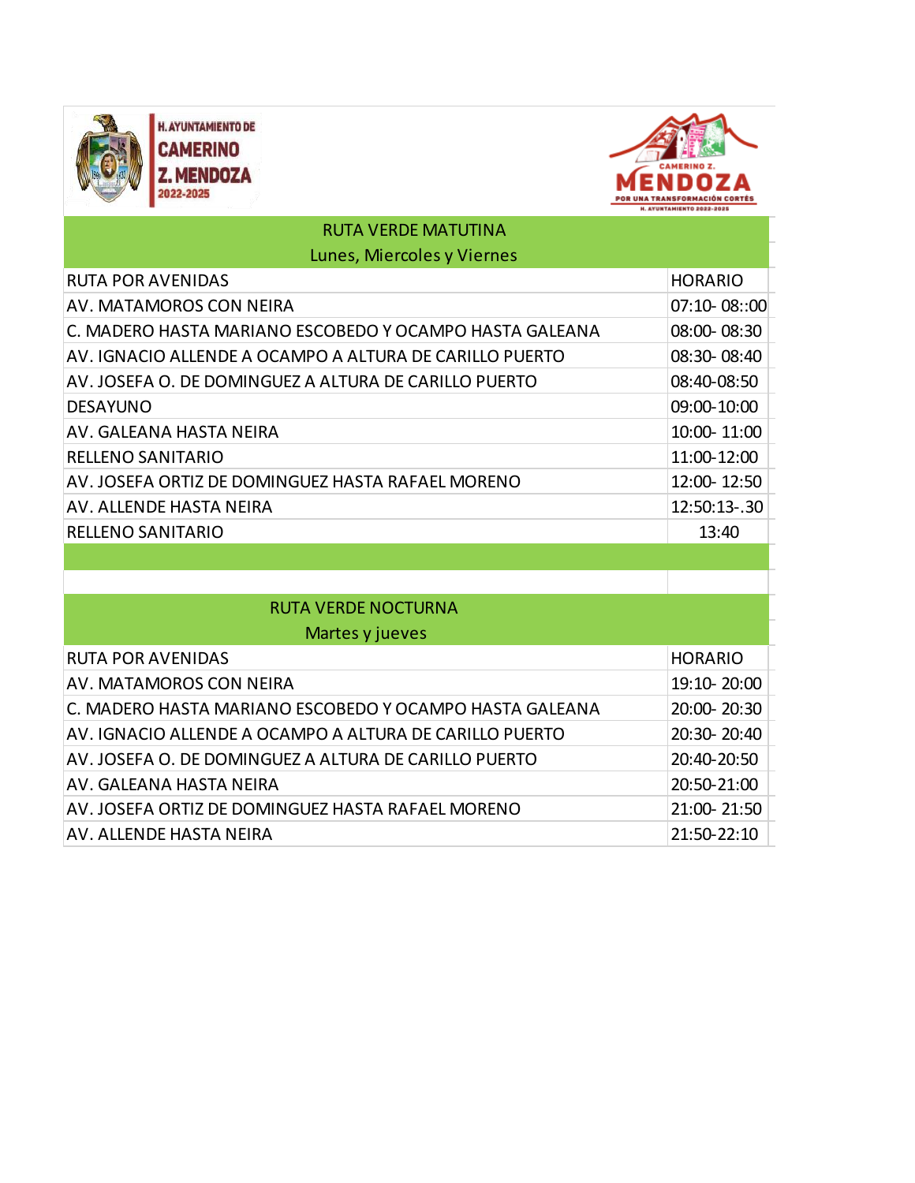H. AYUNTAMIENTO DE CAMERINO Z. MENDOZA 2022-2025

CAMERINO Z. MENDOZA
POR UNA TRANSFORMACIÓN CORTÉS
H. AYUNTAMIENTO 2022-2025

| RUTA VERDE MATUTINA<br>Lunes, Miercoles y Viernes | |
|---|---|
| RUTA POR AVENIDAS | HORARIO |
| AV. MATAMOROS CON NEIRA | 07:10- 08::00 |
| C. MADERO HASTA MARIANO ESCOBEDO Y OCAMPO HASTA GALEANA | 08:00- 08:30 |
| AV. IGNACIO ALLENDE A OCAMPO A ALTURA DE CARILLO PUERTO | 08:30- 08:40 |
| AV. JOSEFA O. DE DOMINGUEZ A ALTURA DE CARILLO PUERTO | 08:40-08:50 |
| DESAYUNO | 09:00-10:00 |
| AV. GALEANA HASTA NEIRA | 10:00- 11:00 |
| RELLENO SANITARIO | 11:00-12:00 |
| AV. JOSEFA ORTIZ DE DOMINGUEZ HASTA RAFAEL MORENO | 12:00- 12:50 |
| AV. ALLENDE HASTA NEIRA | 12:50:13-.30 |
| RELLENO SANITARIO | 13:40 |

| RUTA VERDE NOCTURNA<br>Martes y jueves | |
|---|---|
| RUTA POR AVENIDAS | HORARIO |
| AV. MATAMOROS CON NEIRA | 19:10- 20:00 |
| C. MADERO HASTA MARIANO ESCOBEDO Y OCAMPO HASTA GALEANA | 20:00- 20:30 |
| AV. IGNACIO ALLENDE A OCAMPO A ALTURA DE CARILLO PUERTO | 20:30- 20:40 |
| AV. JOSEFA O. DE DOMINGUEZ A ALTURA DE CARILLO PUERTO | 20:40-20:50 |
| AV. GALEANA HASTA NEIRA | 20:50-21:00 |
| AV. JOSEFA ORTIZ DE DOMINGUEZ HASTA RAFAEL MORENO | 21:00- 21:50 |
| AV. ALLENDE HASTA NEIRA | 21:50-22:10 |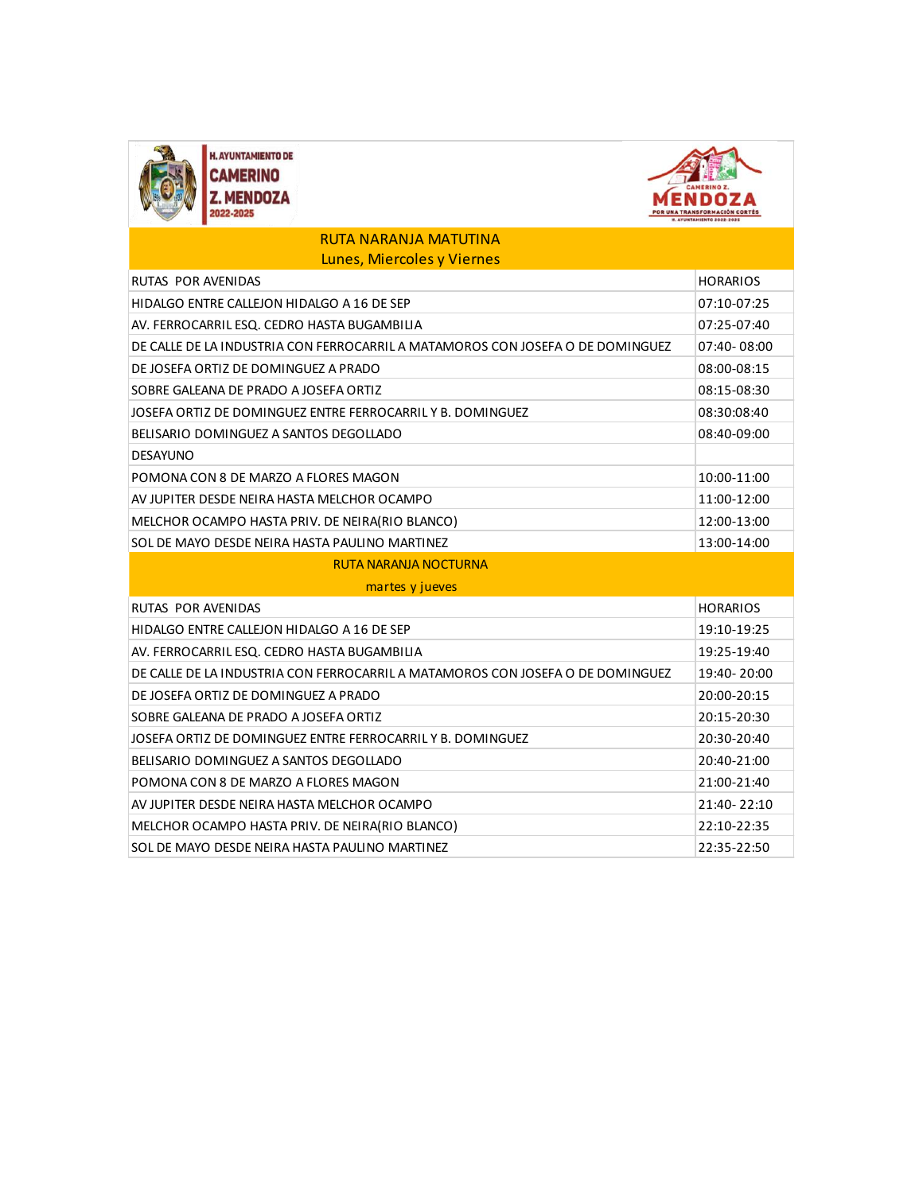H. AYUNTAMIENTO DE CAMERINO Z. MENDOZA 2022-2025

CAMERINO Z. MENDOZA — POR UNA TRANSFORMACIÓN CORTÉS

## RUTA NARANJA MATUTINA

Lunes, Miercoles y Viernes

| RUTAS POR AVENIDAS | HORARIOS |
|---|---|
| HIDALGO ENTRE CALLEJON HIDALGO A 16 DE SEP | 07:10-07:25 |
| AV. FERROCARRIL ESQ. CEDRO HASTA BUGAMBILIA | 07:25-07:40 |
| DE CALLE DE LA INDUSTRIA CON FERROCARRIL A MATAMOROS CON JOSEFA O DE DOMINGUEZ | 07:40- 08:00 |
| DE JOSEFA ORTIZ DE DOMINGUEZ A PRADO | 08:00-08:15 |
| SOBRE GALEANA DE PRADO A JOSEFA ORTIZ | 08:15-08:30 |
| JOSEFA ORTIZ DE DOMINGUEZ ENTRE FERROCARRIL Y B. DOMINGUEZ | 08:30:08:40 |
| BELISARIO DOMINGUEZ A SANTOS DEGOLLADO | 08:40-09:00 |
| DESAYUNO | |
| POMONA CON 8 DE MARZO A FLORES MAGON | 10:00-11:00 |
| AV JUPITER DESDE NEIRA HASTA MELCHOR OCAMPO | 11:00-12:00 |
| MELCHOR OCAMPO HASTA PRIV. DE NEIRA(RIO BLANCO) | 12:00-13:00 |
| SOL DE MAYO DESDE NEIRA HASTA PAULINO MARTINEZ | 13:00-14:00 |

## RUTA NARANJA NOCTURNA

martes y jueves

| RUTAS POR AVENIDAS | HORARIOS |
|---|---|
| HIDALGO ENTRE CALLEJON HIDALGO A 16 DE SEP | 19:10-19:25 |
| AV. FERROCARRIL ESQ. CEDRO HASTA BUGAMBILIA | 19:25-19:40 |
| DE CALLE DE LA INDUSTRIA CON FERROCARRIL A MATAMOROS CON JOSEFA O DE DOMINGUEZ | 19:40- 20:00 |
| DE JOSEFA ORTIZ DE DOMINGUEZ A PRADO | 20:00-20:15 |
| SOBRE GALEANA DE PRADO A JOSEFA ORTIZ | 20:15-20:30 |
| JOSEFA ORTIZ DE DOMINGUEZ ENTRE FERROCARRIL Y B. DOMINGUEZ | 20:30-20:40 |
| BELISARIO DOMINGUEZ A SANTOS DEGOLLADO | 20:40-21:00 |
| POMONA CON 8 DE MARZO A FLORES MAGON | 21:00-21:40 |
| AV JUPITER DESDE NEIRA HASTA MELCHOR OCAMPO | 21:40- 22:10 |
| MELCHOR OCAMPO HASTA PRIV. DE NEIRA(RIO BLANCO) | 22:10-22:35 |
| SOL DE MAYO DESDE NEIRA HASTA PAULINO MARTINEZ | 22:35-22:50 |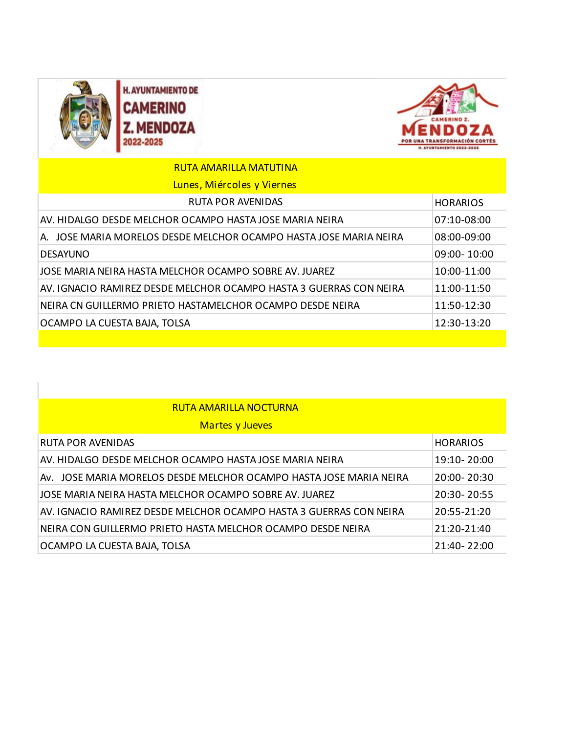H. AYUNTAMIENTO DE CAMERINO Z. MENDOZA 2022-2025

CAMERINO Z. MENDOZA POR UNA TRANSFORMACIÓN CORTÉS H. AYUNTAMIENTO 2022-2025

## RUTA AMARILLA MATUTINA

### Lunes, Miércoles y Viernes

| RUTA POR AVENIDAS | HORARIOS |
|---|---|
| AV. HIDALGO DESDE MELCHOR OCAMPO HASTA JOSE MARIA NEIRA | 07:10-08:00 |
| A. JOSE MARIA MORELOS DESDE MELCHOR OCAMPO HASTA JOSE MARIA NEIRA | 08:00-09:00 |
| DESAYUNO | 09:00- 10:00 |
| JOSE MARIA NEIRA HASTA MELCHOR OCAMPO SOBRE AV. JUAREZ | 10:00-11:00 |
| AV. IGNACIO RAMIREZ DESDE MELCHOR OCAMPO HASTA 3 GUERRAS CON NEIRA | 11:00-11:50 |
| NEIRA CN GUILLERMO PRIETO HASTAMELCHOR OCAMPO DESDE NEIRA | 11:50-12:30 |
| OCAMPO LA CUESTA BAJA, TOLSA | 12:30-13:20 |

## RUTA AMARILLA NOCTURNA

### Martes y Jueves

| RUTA POR AVENIDAS | HORARIOS |
|---|---|
| AV. HIDALGO DESDE MELCHOR OCAMPO HASTA JOSE MARIA NEIRA | 19:10- 20:00 |
| Av. JOSE MARIA MORELOS DESDE MELCHOR OCAMPO HASTA JOSE MARIA NEIRA | 20:00- 20:30 |
| JOSE MARIA NEIRA HASTA MELCHOR OCAMPO SOBRE AV. JUAREZ | 20:30- 20:55 |
| AV. IGNACIO RAMIREZ DESDE MELCHOR OCAMPO HASTA 3 GUERRAS CON NEIRA | 20:55-21:20 |
| NEIRA CON GUILLERMO PRIETO HASTA MELCHOR OCAMPO DESDE NEIRA | 21:20-21:40 |
| OCAMPO LA CUESTA BAJA, TOLSA | 21:40- 22:00 |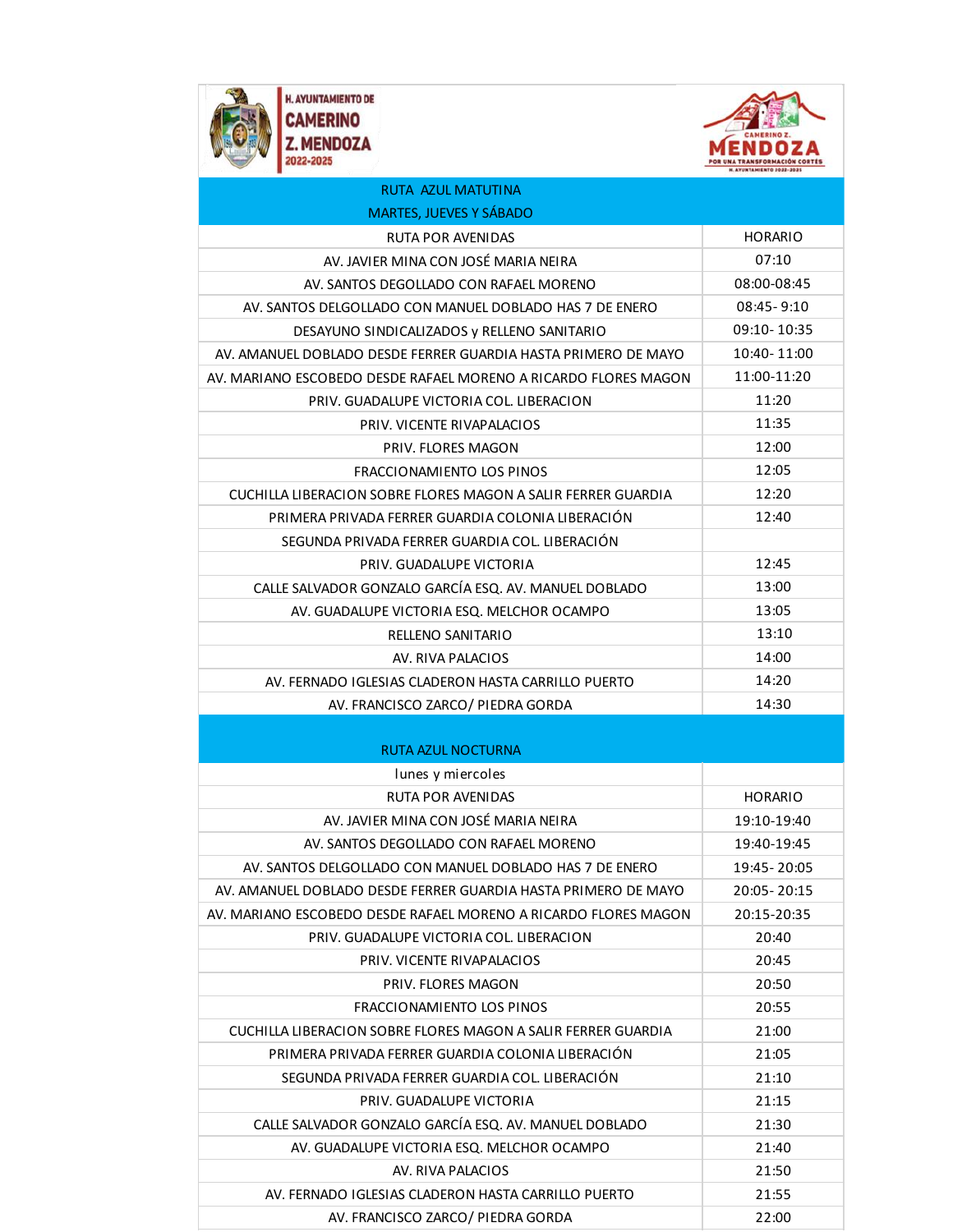H. AYUNTAMIENTO DE CAMERINO Z. MENDOZA 2022-2025

CAMERINO Z. MENDOZA POR UNA TRANSFORMACIÓN CORTÉS H. AYUNTAMIENTO 2022-2025

| RUTA AZUL MATUTINA MARTES, JUEVES Y SÁBADO | |
|---|---|
| RUTA POR AVENIDAS | HORARIO |
| AV. JAVIER MINA CON JOSÉ MARIA NEIRA | 07:10 |
| AV. SANTOS DEGOLLADO CON RAFAEL MORENO | 08:00-08:45 |
| AV. SANTOS DELGOLLADO CON MANUEL DOBLADO HAS 7 DE ENERO | 08:45- 9:10 |
| DESAYUNO SINDICALIZADOS y RELLENO SANITARIO | 09:10- 10:35 |
| AV. AMANUEL DOBLADO DESDE FERRER GUARDIA HASTA PRIMERO DE MAYO | 10:40- 11:00 |
| AV. MARIANO ESCOBEDO DESDE RAFAEL MORENO A RICARDO FLORES MAGON | 11:00-11:20 |
| PRIV. GUADALUPE VICTORIA COL. LIBERACION | 11:20 |
| PRIV. VICENTE RIVAPALACIOS | 11:35 |
| PRIV. FLORES MAGON | 12:00 |
| FRACCIONAMIENTO LOS PINOS | 12:05 |
| CUCHILLA LIBERACION SOBRE FLORES MAGON A SALIR FERRER GUARDIA | 12:20 |
| PRIMERA PRIVADA FERRER GUARDIA COLONIA LIBERACIÓN | 12:40 |
| SEGUNDA PRIVADA FERRER GUARDIA COL. LIBERACIÓN | |
| PRIV. GUADALUPE VICTORIA | 12:45 |
| CALLE SALVADOR GONZALO GARCÍA ESQ. AV. MANUEL DOBLADO | 13:00 |
| AV. GUADALUPE VICTORIA ESQ. MELCHOR OCAMPO | 13:05 |
| RELLENO SANITARIO | 13:10 |
| AV. RIVA PALACIOS | 14:00 |
| AV. FERNADO IGLESIAS CLADERON HASTA CARRILLO PUERTO | 14:20 |
| AV. FRANCISCO ZARCO/ PIEDRA GORDA | 14:30 |

| RUTA AZUL NOCTURNA | |
|---|---|
| lunes y miercoles | |
| RUTA POR AVENIDAS | HORARIO |
| AV. JAVIER MINA CON JOSÉ MARIA NEIRA | 19:10-19:40 |
| AV. SANTOS DEGOLLADO CON RAFAEL MORENO | 19:40-19:45 |
| AV. SANTOS DELGOLLADO CON MANUEL DOBLADO HAS 7 DE ENERO | 19:45- 20:05 |
| AV. AMANUEL DOBLADO DESDE FERRER GUARDIA HASTA PRIMERO DE MAYO | 20:05- 20:15 |
| AV. MARIANO ESCOBEDO DESDE RAFAEL MORENO A RICARDO FLORES MAGON | 20:15-20:35 |
| PRIV. GUADALUPE VICTORIA COL. LIBERACION | 20:40 |
| PRIV. VICENTE RIVAPALACIOS | 20:45 |
| PRIV. FLORES MAGON | 20:50 |
| FRACCIONAMIENTO LOS PINOS | 20:55 |
| CUCHILLA LIBERACION SOBRE FLORES MAGON A SALIR FERRER GUARDIA | 21:00 |
| PRIMERA PRIVADA FERRER GUARDIA COLONIA LIBERACIÓN | 21:05 |
| SEGUNDA PRIVADA FERRER GUARDIA COL. LIBERACIÓN | 21:10 |
| PRIV. GUADALUPE VICTORIA | 21:15 |
| CALLE SALVADOR GONZALO GARCÍA ESQ. AV. MANUEL DOBLADO | 21:30 |
| AV. GUADALUPE VICTORIA ESQ. MELCHOR OCAMPO | 21:40 |
| AV. RIVA PALACIOS | 21:50 |
| AV. FERNADO IGLESIAS CLADERON HASTA CARRILLO PUERTO | 21:55 |
| AV. FRANCISCO ZARCO/ PIEDRA GORDA | 22:00 |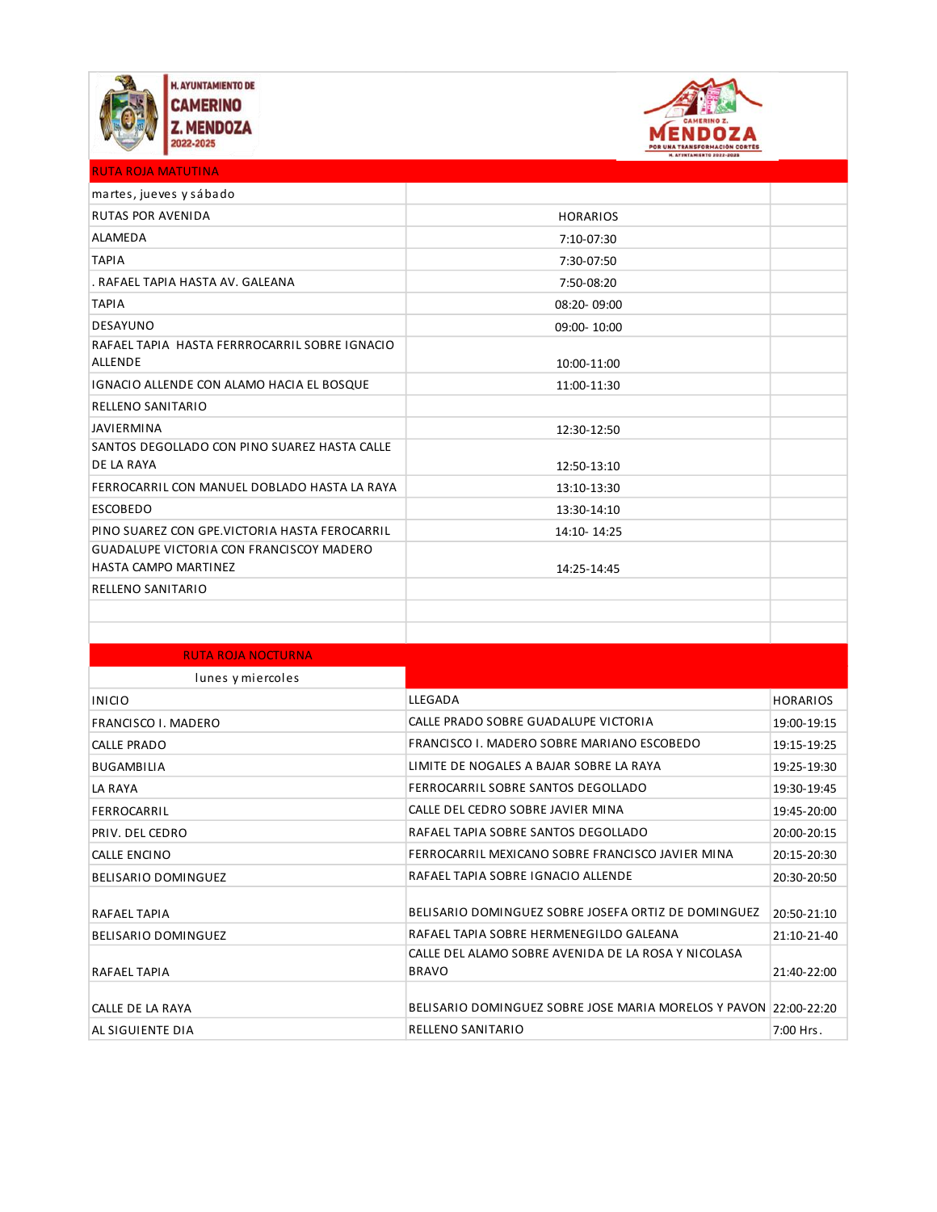H. AYUNTAMIENTO DE CAMERINO Z. MENDOZA 2022-2025

CAMERINO Z. MENDOZA POR UNA TRANSFORMACIÓN CORTÉS H. AYUNTAMIENTO 2022-2025

## RUTA ROJA MATUTINA

| martes, jueves y sábado | | |
|---|---|---|
| RUTAS POR AVENIDA | HORARIOS | |
| ALAMEDA | 7:10-07:30 | |
| TAPIA | 7:30-07:50 | |
| . RAFAEL TAPIA HASTA AV. GALEANA | 7:50-08:20 | |
| TAPIA | 08:20- 09:00 | |
| DESAYUNO | 09:00- 10:00 | |
| RAFAEL TAPIA HASTA FERRROCARRIL SOBRE IGNACIO ALLENDE | 10:00-11:00 | |
| IGNACIO ALLENDE CON ALAMO HACIA EL BOSQUE | 11:00-11:30 | |
| RELLENO SANITARIO | | |
| JAVIERMINA | 12:30-12:50 | |
| SANTOS DEGOLLADO CON PINO SUAREZ HASTA CALLE DE LA RAYA | 12:50-13:10 | |
| FERROCARRIL CON MANUEL DOBLADO HASTA LA RAYA | 13:10-13:30 | |
| ESCOBEDO | 13:30-14:10 | |
| PINO SUAREZ CON GPE.VICTORIA HASTA FEROCARRIL | 14:10- 14:25 | |
| GUADALUPE VICTORIA CON FRANCISCOY MADERO HASTA CAMPO MARTINEZ | 14:25-14:45 | |
| RELLENO SANITARIO | | |

## RUTA ROJA NOCTURNA

| lunes y miercoles | | |
|---|---|---|
| INICIO | LLEGADA | HORARIOS |
| FRANCISCO I. MADERO | CALLE PRADO SOBRE GUADALUPE VICTORIA | 19:00-19:15 |
| CALLE PRADO | FRANCISCO I. MADERO SOBRE MARIANO ESCOBEDO | 19:15-19:25 |
| BUGAMBILIA | LIMITE DE NOGALES A BAJAR SOBRE LA RAYA | 19:25-19:30 |
| LA RAYA | FERROCARRIL SOBRE SANTOS DEGOLLADO | 19:30-19:45 |
| FERROCARRIL | CALLE DEL CEDRO SOBRE JAVIER MINA | 19:45-20:00 |
| PRIV. DEL CEDRO | RAFAEL TAPIA SOBRE SANTOS DEGOLLADO | 20:00-20:15 |
| CALLE ENCINO | FERROCARRIL MEXICANO SOBRE FRANCISCO JAVIER MINA | 20:15-20:30 |
| BELISARIO DOMINGUEZ | RAFAEL TAPIA SOBRE IGNACIO ALLENDE | 20:30-20:50 |
| RAFAEL TAPIA | BELISARIO DOMINGUEZ SOBRE JOSEFA ORTIZ DE DOMINGUEZ | 20:50-21:10 |
| BELISARIO DOMINGUEZ | RAFAEL TAPIA SOBRE HERMENEGILDO GALEANA | 21:10-21-40 |
| RAFAEL TAPIA | CALLE DEL ALAMO SOBRE AVENIDA DE LA ROSA Y NICOLASA BRAVO | 21:40-22:00 |
| CALLE DE LA RAYA | BELISARIO DOMINGUEZ SOBRE JOSE MARIA MORELOS Y PAVON | 22:00-22:20 |
| AL SIGUIENTE DIA | RELLENO SANITARIO | 7:00 Hrs. |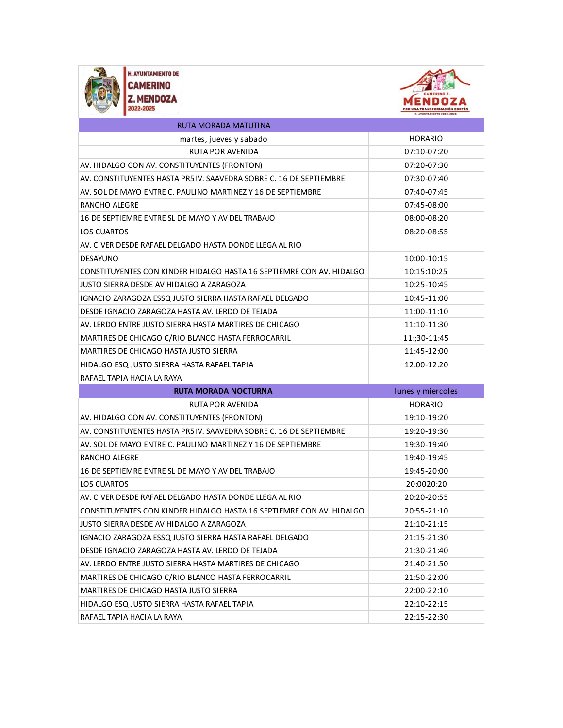H. AYUNTAMIENTO DE CAMERINO Z. MENDOZA 2022-2025

CAMERINO Z. MENDOZA POR UNA TRANSFORMACIÓN CORTÉS

| RUTA MORADA MATUTINA | |
|---|---|
| martes, jueves y sabado | HORARIO |
| RUTA POR AVENIDA | 07:10-07:20 |
| AV. HIDALGO CON AV. CONSTITUYENTES (FRONTON) | 07:20-07:30 |
| AV. CONSTITUYENTES HASTA PR5IV. SAAVEDRA SOBRE C. 16 DE SEPTIEMBRE | 07:30-07:40 |
| AV. SOL DE MAYO ENTRE C. PAULINO MARTINEZ Y 16 DE SEPTIEMBRE | 07:40-07:45 |
| RANCHO ALEGRE | 07:45-08:00 |
| 16 DE SEPTIEMRE ENTRE SL DE MAYO Y AV DEL TRABAJO | 08:00-08:20 |
| LOS CUARTOS | 08:20-08:55 |
| AV. CIVER DESDE RAFAEL DELGADO HASTA DONDE LLEGA AL RIO | |
| DESAYUNO | 10:00-10:15 |
| CONSTITUYENTES CON KINDER HIDALGO HASTA 16 SEPTIEMRE CON AV. HIDALGO | 10:15:10:25 |
| JUSTO SIERRA DESDE AV HIDALGO A ZARAGOZA | 10:25-10:45 |
| IGNACIO ZARAGOZA ESSQ JUSTO SIERRA HASTA RAFAEL DELGADO | 10:45-11:00 |
| DESDE IGNACIO ZARAGOZA HASTA AV. LERDO DE TEJADA | 11:00-11:10 |
| AV. LERDO ENTRE JUSTO SIERRA HASTA MARTIRES DE CHICAGO | 11:10-11:30 |
| MARTIRES DE CHICAGO C/RIO BLANCO HASTA FERROCARRIL | 11:;30-11:45 |
| MARTIRES DE CHICAGO HASTA JUSTO SIERRA | 11:45-12:00 |
| HIDALGO ESQ JUSTO SIERRA HASTA RAFAEL TAPIA | 12:00-12:20 |
| RAFAEL TAPIA HACIA LA RAYA | |
| **RUTA MORADA NOCTURNA** | lunes y miercoles |
| RUTA POR AVENIDA | HORARIO |
| AV. HIDALGO CON AV. CONSTITUYENTES (FRONTON) | 19:10-19:20 |
| AV. CONSTITUYENTES HASTA PR5IV. SAAVEDRA SOBRE C. 16 DE SEPTIEMBRE | 19:20-19:30 |
| AV. SOL DE MAYO ENTRE C. PAULINO MARTINEZ Y 16 DE SEPTIEMBRE | 19:30-19:40 |
| RANCHO ALEGRE | 19:40-19:45 |
| 16 DE SEPTIEMRE ENTRE SL DE MAYO Y AV DEL TRABAJO | 19:45-20:00 |
| LOS CUARTOS | 20:0020:20 |
| AV. CIVER DESDE RAFAEL DELGADO HASTA DONDE LLEGA AL RIO | 20:20-20:55 |
| CONSTITUYENTES CON KINDER HIDALGO HASTA 16 SEPTIEMRE CON AV. HIDALGO | 20:55-21:10 |
| JUSTO SIERRA DESDE AV HIDALGO A ZARAGOZA | 21:10-21:15 |
| IGNACIO ZARAGOZA ESSQ JUSTO SIERRA HASTA RAFAEL DELGADO | 21:15-21:30 |
| DESDE IGNACIO ZARAGOZA HASTA AV. LERDO DE TEJADA | 21:30-21:40 |
| AV. LERDO ENTRE JUSTO SIERRA HASTA MARTIRES DE CHICAGO | 21:40-21:50 |
| MARTIRES DE CHICAGO C/RIO BLANCO HASTA FERROCARRIL | 21:50-22:00 |
| MARTIRES DE CHICAGO HASTA JUSTO SIERRA | 22:00-22:10 |
| HIDALGO ESQ JUSTO SIERRA HASTA RAFAEL TAPIA | 22:10-22:15 |
| RAFAEL TAPIA HACIA LA RAYA | 22:15-22:30 |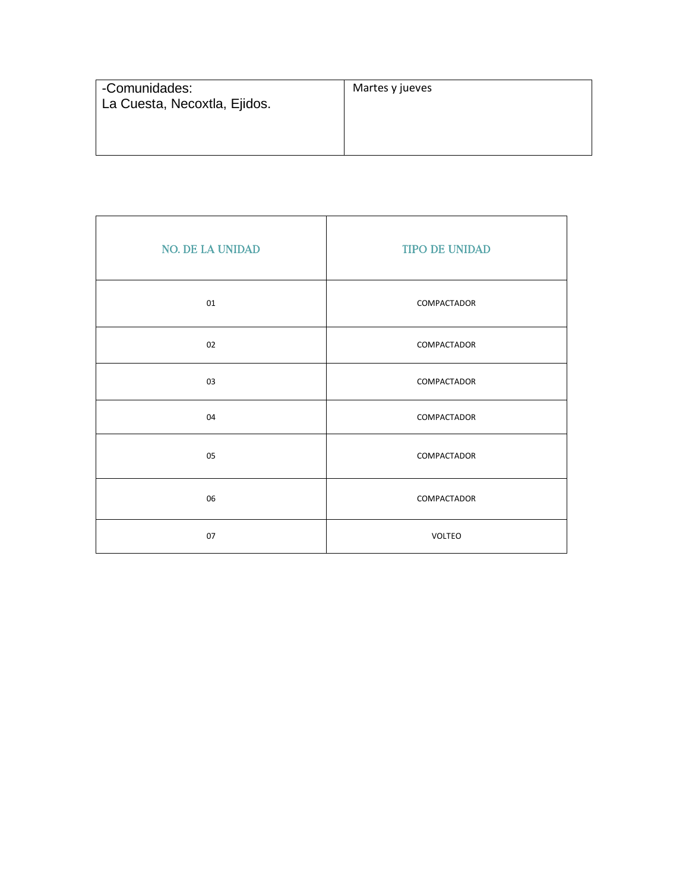| | |
|---|---|
| -Comunidades:<br>La Cuesta, Necoxtla, Ejidos. | Martes y jueves |

| NO. DE LA UNIDAD | TIPO DE UNIDAD |
|---|---|
| 01 | COMPACTADOR |
| 02 | COMPACTADOR |
| 03 | COMPACTADOR |
| 04 | COMPACTADOR |
| 05 | COMPACTADOR |
| 06 | COMPACTADOR |
| 07 | VOLTEO |